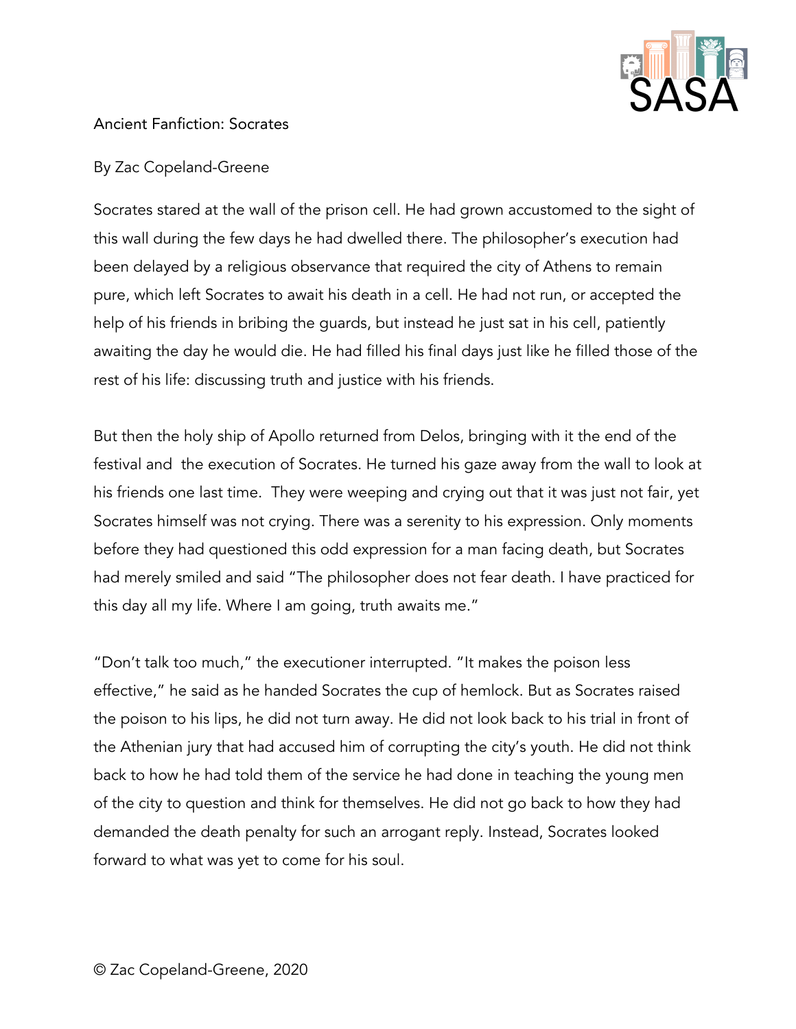Ancient Fanfiction: Socrates

By Zac Copeland-Greene

Socrates stared at the wall of the prison cell. He had grown accustomed to the sight of this wall during the few days he had dwelled there. The philosopher's execution had been delayed by a religious observance that required the city of Athens to remain pure, which left Socrates to await his death in a cell. He had not run, or accepted the help of his friends in bribing the guards, but instead he just sat in his cell, patiently awaiting the day he would die. He had filled his final days just like he filled those of the rest of his life: discussing truth and justice with his friends.

But then the holy ship of Apollo returned from Delos, bringing with it the end of the festival and the execution of Socrates. He turned his gaze away from the wall to look at his friends one last time. They were weeping and crying out that it was just not fair, yet Socrates himself was not crying. There was a serenity to his expression. Only moments before they had questioned this odd expression for a man facing death, but Socrates had merely smiled and said "The philosopher does not fear death. I have practiced for this day all my life. Where I am going, truth awaits me."

"Don't talk too much," the executioner interrupted. "It makes the poison less effective," he said as he handed Socrates the cup of hemlock. But as Socrates raised the poison to his lips, he did not turn away. He did not look back to his trial in front of the Athenian jury that had accused him of corrupting the city's youth. He did not think back to how he had told them of the service he had done in teaching the young men of the city to question and think for themselves. He did not go back to how they had demanded the death penalty for such an arrogant reply. Instead, Socrates looked forward to what was yet to come for his soul.

© Zac Copeland-Greene, 2020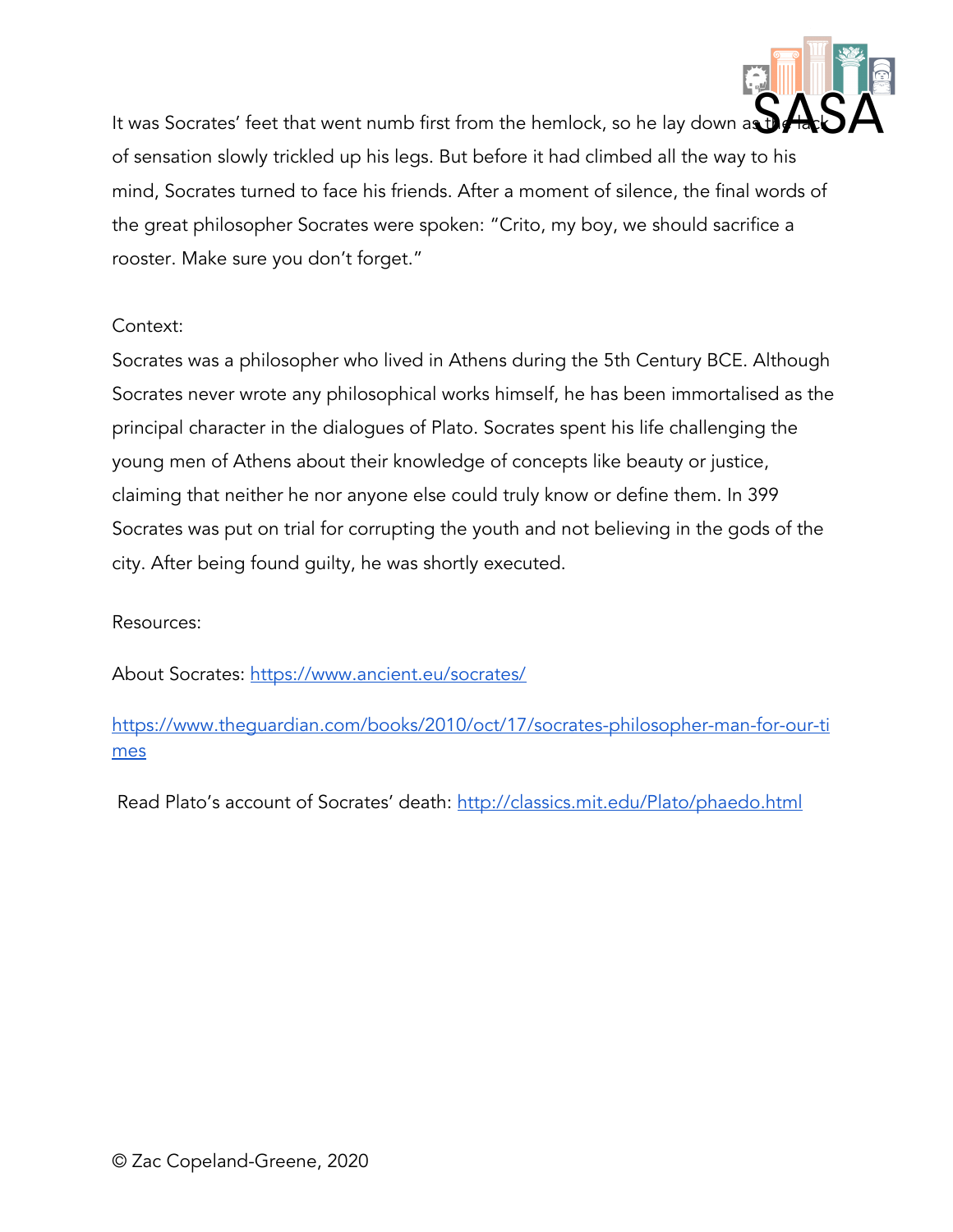It was Socrates' feet that went numb first from the hemlock, so he lay down as the lack of sensation slowly trickled up his legs. But before it had climbed all the way to his mind, Socrates turned to face his friends. After a moment of silence, the final words of the great philosopher Socrates were spoken: "Crito, my boy, we should sacrifice a rooster. Make sure you don't forget."

Context:

Socrates was a philosopher who lived in Athens during the 5th Century BCE. Although Socrates never wrote any philosophical works himself, he has been immortalised as the principal character in the dialogues of Plato. Socrates spent his life challenging the young men of Athens about their knowledge of concepts like beauty or justice, claiming that neither he nor anyone else could truly know or define them. In 399 Socrates was put on trial for corrupting the youth and not believing in the gods of the city. After being found guilty, he was shortly executed.

Resources:

About Socrates: [https://www.ancient.eu/socrates/](https://www.ancient.eu/socrates/)

[https://www.theguardian.com/books/2010/oct/17/socrates-philosopher-man-for-our-times](https://www.theguardian.com/books/2010/oct/17/socrates-philosopher-man-for-our-times)

Read Plato's account of Socrates' death: [http://classics.mit.edu/Plato/phaedo.html](http://classics.mit.edu/Plato/phaedo.html)

© Zac Copeland-Greene, 2020